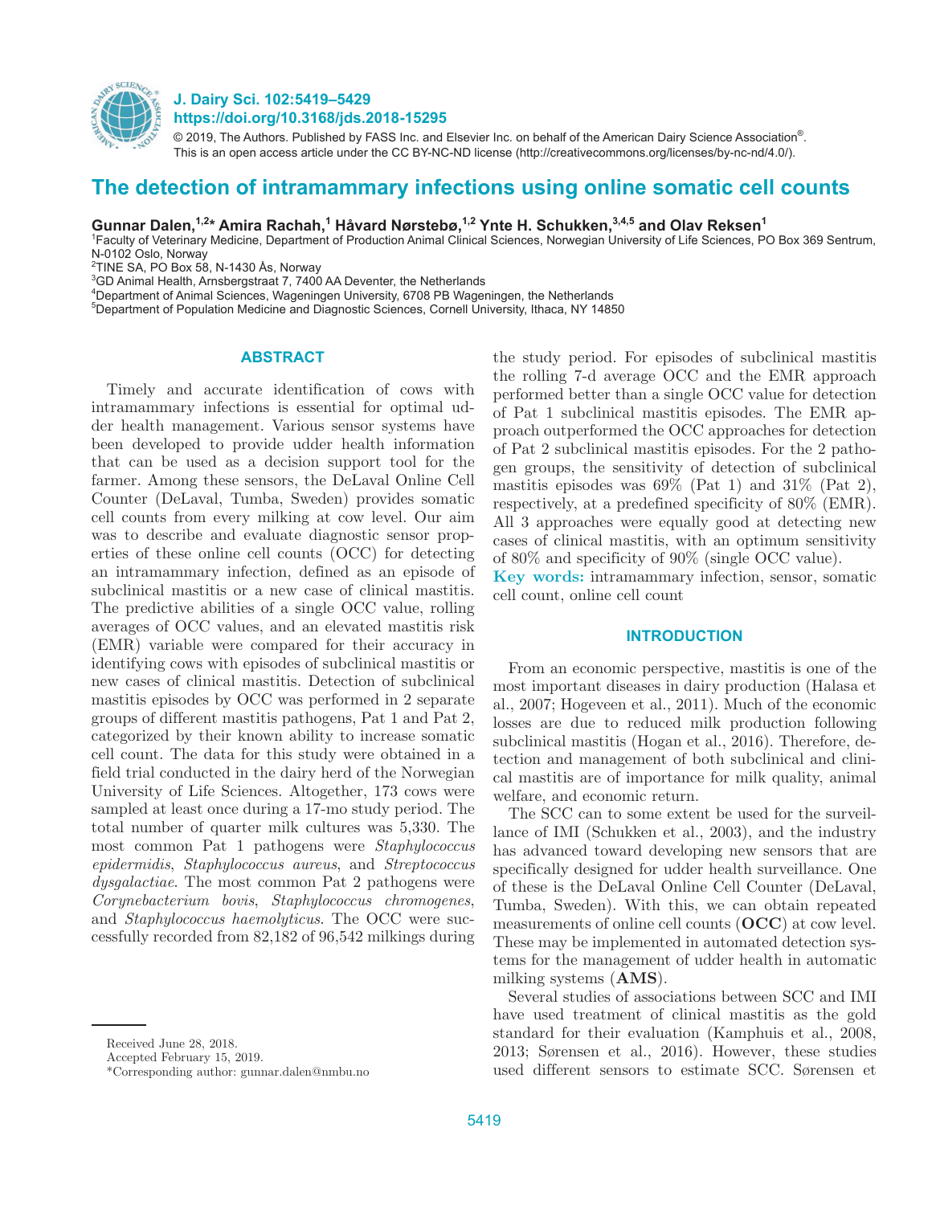# The detection of intramammary infections using online somatic cell counts

**Gunnar Dalen,[1,2]* Amira Rachah,[1] Håvard Nørstebø,[1,2] Ynte H. Schukken,[3,4,5] and Olav Reksen[1]**

[1]Faculty of Veterinary Medicine, Department of Production Animal Clinical Sciences, Norwegian University of Life Sciences, PO Box 369 Sentrum, N-0102 Oslo, Norway
[2]TINE SA, PO Box 58, N-1430 Ås, Norway
[3]GD Animal Health, Arnsbergstraat 7, 7400 AA Deventer, the Netherlands
[4]Department of Animal Sciences, Wageningen University, 6708 PB Wageningen, the Netherlands
[5]Department of Population Medicine and Diagnostic Sciences, Cornell University, Ithaca, NY 14850

## ABSTRACT

Timely and accurate identification of cows with intramammary infections is essential for optimal udder health management. Various sensor systems have been developed to provide udder health information that can be used as a decision support tool for the farmer. Among these sensors, the DeLaval Online Cell Counter (DeLaval, Tumba, Sweden) provides somatic cell counts from every milking at cow level. Our aim was to describe and evaluate diagnostic sensor properties of these online cell counts (OCC) for detecting an intramammary infection, defined as an episode of subclinical mastitis or a new case of clinical mastitis. The predictive abilities of a single OCC value, rolling averages of OCC values, and an elevated mastitis risk (EMR) variable were compared for their accuracy in identifying cows with episodes of subclinical mastitis or new cases of clinical mastitis. Detection of subclinical mastitis episodes by OCC was performed in 2 separate groups of different mastitis pathogens, Pat 1 and Pat 2, categorized by their known ability to increase somatic cell count. The data for this study were obtained in a field trial conducted in the dairy herd of the Norwegian University of Life Sciences. Altogether, 173 cows were sampled at least once during a 17-mo study period. The total number of quarter milk cultures was 5,330. The most common Pat 1 pathogens were *Staphylococcus epidermidis*, *Staphylococcus aureus*, and *Streptococcus dysgalactiae*. The most common Pat 2 pathogens were *Corynebacterium bovis*, *Staphylococcus chromogenes*, and *Staphylococcus haemolyticus*. The OCC were successfully recorded from 82,182 of 96,542 milkings during the study period. For episodes of subclinical mastitis the rolling 7-d average OCC and the EMR approach performed better than a single OCC value for detection of Pat 1 subclinical mastitis episodes. The EMR approach outperformed the OCC approaches for detection of Pat 2 subclinical mastitis episodes. For the 2 pathogen groups, the sensitivity of detection of subclinical mastitis episodes was 69% (Pat 1) and 31% (Pat 2), respectively, at a predefined specificity of 80% (EMR). All 3 approaches were equally good at detecting new cases of clinical mastitis, with an optimum sensitivity of 80% and specificity of 90% (single OCC value).

**Key words:** intramammary infection, sensor, somatic cell count, online cell count

## INTRODUCTION

From an economic perspective, mastitis is one of the most important diseases in dairy production (Halasa et al., 2007; Hogeveen et al., 2011). Much of the economic losses are due to reduced milk production following subclinical mastitis (Hogan et al., 2016). Therefore, detection and management of both subclinical and clinical mastitis are of importance for milk quality, animal welfare, and economic return.

The SCC can to some extent be used for the surveillance of IMI (Schukken et al., 2003), and the industry has advanced toward developing new sensors that are specifically designed for udder health surveillance. One of these is the DeLaval Online Cell Counter (DeLaval, Tumba, Sweden). With this, we can obtain repeated measurements of online cell counts (**OCC**) at cow level. These may be implemented in automated detection systems for the management of udder health in automatic milking systems (**AMS**).

Several studies of associations between SCC and IMI have used treatment of clinical mastitis as the gold standard for their evaluation (Kamphuis et al., 2008, 2013; Sørensen et al., 2016). However, these studies used different sensors to estimate SCC. Sørensen et

Received June 28, 2018.
Accepted February 15, 2019.
*Corresponding author: gunnar.dalen@nmbu.no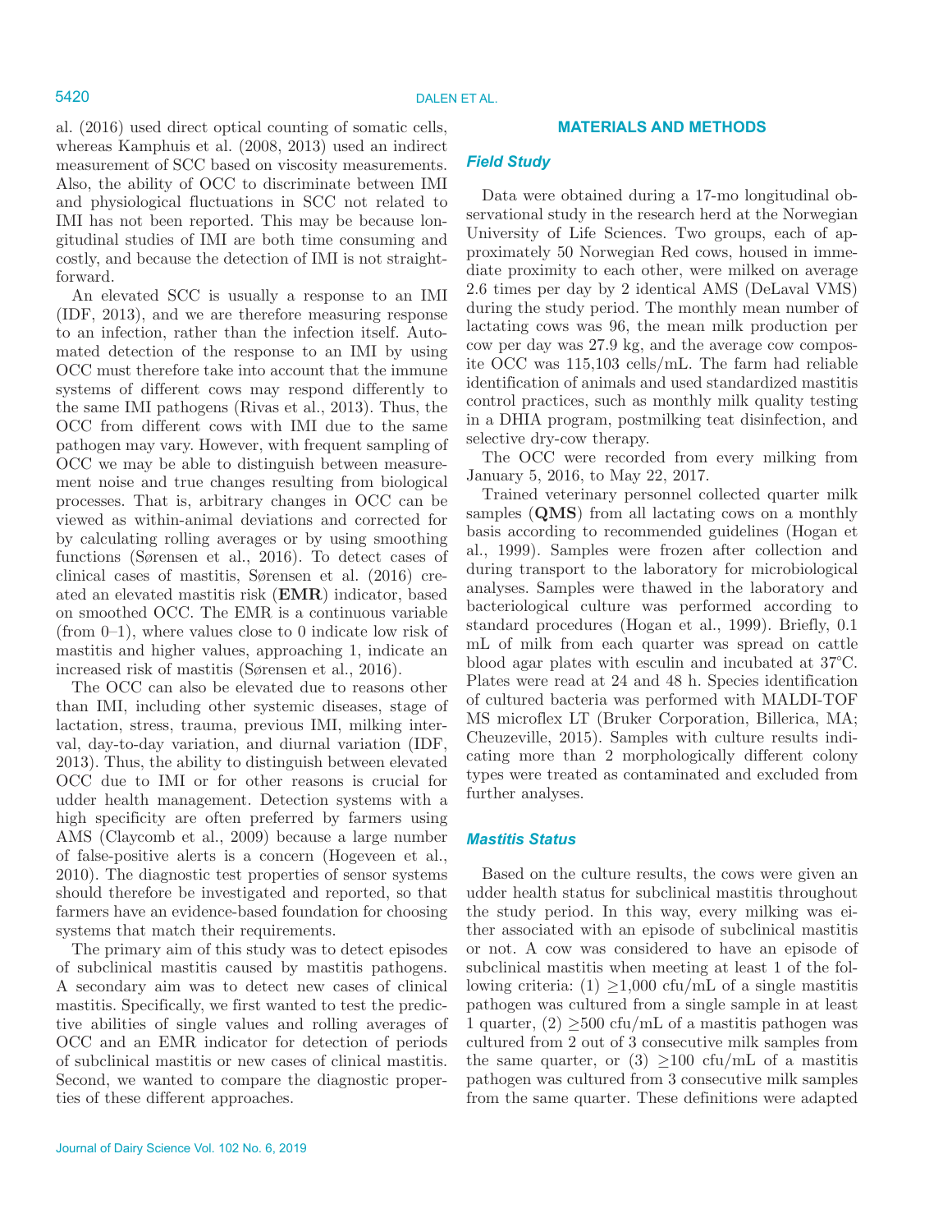al. (2016) used direct optical counting of somatic cells, whereas Kamphuis et al. (2008, 2013) used an indirect measurement of SCC based on viscosity measurements. Also, the ability of OCC to discriminate between IMI and physiological fluctuations in SCC not related to IMI has not been reported. This may be because longitudinal studies of IMI are both time consuming and costly, and because the detection of IMI is not straightforward.

An elevated SCC is usually a response to an IMI (IDF, 2013), and we are therefore measuring response to an infection, rather than the infection itself. Automated detection of the response to an IMI by using OCC must therefore take into account that the immune systems of different cows may respond differently to the same IMI pathogens (Rivas et al., 2013). Thus, the OCC from different cows with IMI due to the same pathogen may vary. However, with frequent sampling of OCC we may be able to distinguish between measurement noise and true changes resulting from biological processes. That is, arbitrary changes in OCC can be viewed as within-animal deviations and corrected for by calculating rolling averages or by using smoothing functions (Sørensen et al., 2016). To detect cases of clinical cases of mastitis, Sørensen et al. (2016) created an elevated mastitis risk (**EMR**) indicator, based on smoothed OCC. The EMR is a continuous variable (from 0–1), where values close to 0 indicate low risk of mastitis and higher values, approaching 1, indicate an increased risk of mastitis (Sørensen et al., 2016).

The OCC can also be elevated due to reasons other than IMI, including other systemic diseases, stage of lactation, stress, trauma, previous IMI, milking interval, day-to-day variation, and diurnal variation (IDF, 2013). Thus, the ability to distinguish between elevated OCC due to IMI or for other reasons is crucial for udder health management. Detection systems with a high specificity are often preferred by farmers using AMS (Claycomb et al., 2009) because a large number of false-positive alerts is a concern (Hogeveen et al., 2010). The diagnostic test properties of sensor systems should therefore be investigated and reported, so that farmers have an evidence-based foundation for choosing systems that match their requirements.

The primary aim of this study was to detect episodes of subclinical mastitis caused by mastitis pathogens. A secondary aim was to detect new cases of clinical mastitis. Specifically, we first wanted to test the predictive abilities of single values and rolling averages of OCC and an EMR indicator for detection of periods of subclinical mastitis or new cases of clinical mastitis. Second, we wanted to compare the diagnostic properties of these different approaches.

## MATERIALS AND METHODS

### Field Study

Data were obtained during a 17-mo longitudinal observational study in the research herd at the Norwegian University of Life Sciences. Two groups, each of approximately 50 Norwegian Red cows, housed in immediate proximity to each other, were milked on average 2.6 times per day by 2 identical AMS (DeLaval VMS) during the study period. The monthly mean number of lactating cows was 96, the mean milk production per cow per day was 27.9 kg, and the average cow composite OCC was 115,103 cells/mL. The farm had reliable identification of animals and used standardized mastitis control practices, such as monthly milk quality testing in a DHIA program, postmilking teat disinfection, and selective dry-cow therapy.

The OCC were recorded from every milking from January 5, 2016, to May 22, 2017.

Trained veterinary personnel collected quarter milk samples (**QMS**) from all lactating cows on a monthly basis according to recommended guidelines (Hogan et al., 1999). Samples were frozen after collection and during transport to the laboratory for microbiological analyses. Samples were thawed in the laboratory and bacteriological culture was performed according to standard procedures (Hogan et al., 1999). Briefly, 0.1 mL of milk from each quarter was spread on cattle blood agar plates with esculin and incubated at 37°C. Plates were read at 24 and 48 h. Species identification of cultured bacteria was performed with MALDI-TOF MS microflex LT (Bruker Corporation, Billerica, MA; Cheuzeville, 2015). Samples with culture results indicating more than 2 morphologically different colony types were treated as contaminated and excluded from further analyses.

### Mastitis Status

Based on the culture results, the cows were given an udder health status for subclinical mastitis throughout the study period. In this way, every milking was either associated with an episode of subclinical mastitis or not. A cow was considered to have an episode of subclinical mastitis when meeting at least 1 of the following criteria: (1) $\geq$1,000 cfu/mL of a single mastitis pathogen was cultured from a single sample in at least 1 quarter, (2) $\geq$500 cfu/mL of a mastitis pathogen was cultured from 2 out of 3 consecutive milk samples from the same quarter, or (3) $\geq$100 cfu/mL of a mastitis pathogen was cultured from 3 consecutive milk samples from the same quarter. These definitions were adapted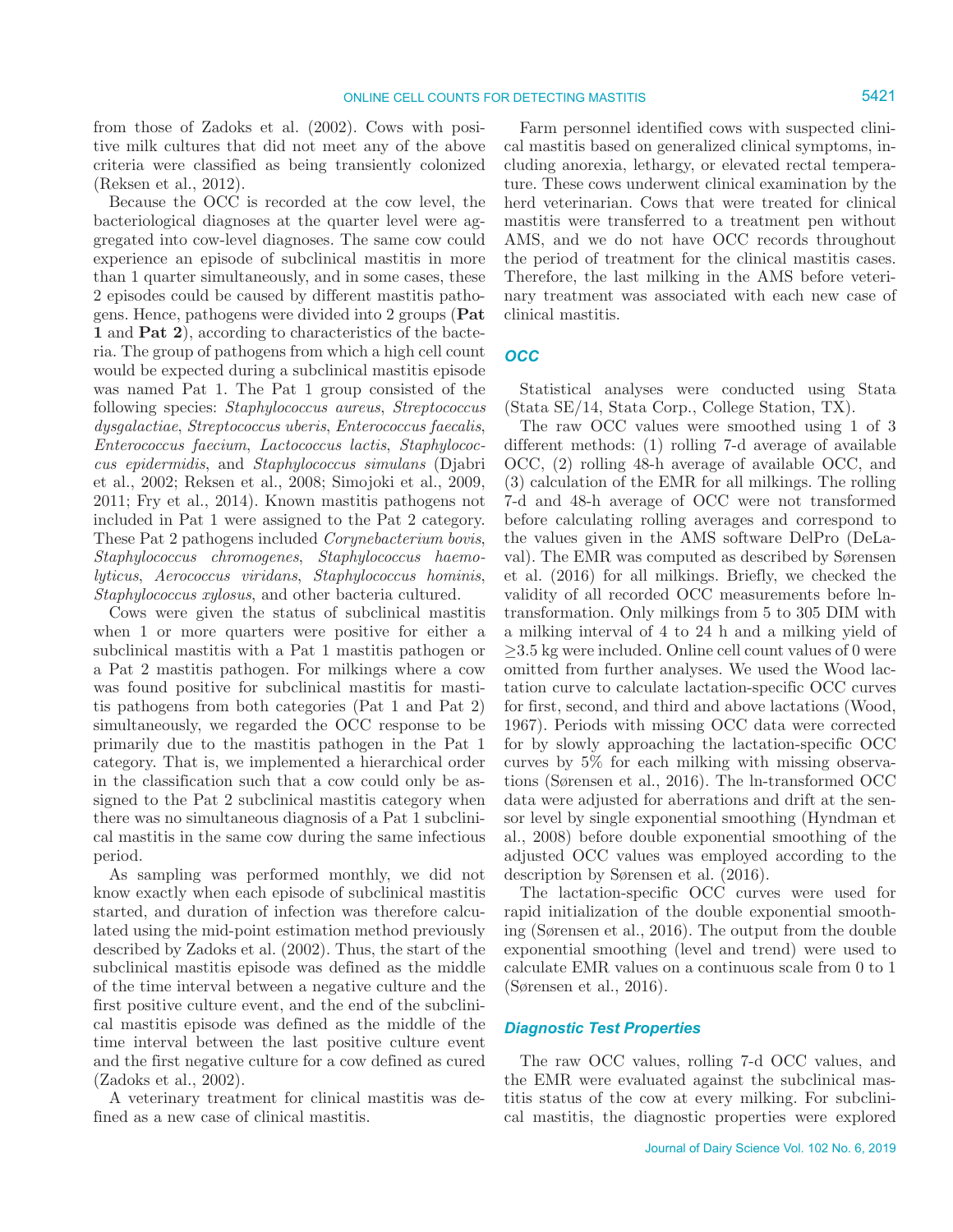from those of Zadoks et al. (2002). Cows with positive milk cultures that did not meet any of the above criteria were classified as being transiently colonized (Reksen et al., 2012).

Because the OCC is recorded at the cow level, the bacteriological diagnoses at the quarter level were aggregated into cow-level diagnoses. The same cow could experience an episode of subclinical mastitis in more than 1 quarter simultaneously, and in some cases, these 2 episodes could be caused by different mastitis pathogens. Hence, pathogens were divided into 2 groups (**Pat 1** and **Pat 2**), according to characteristics of the bacteria. The group of pathogens from which a high cell count would be expected during a subclinical mastitis episode was named Pat 1. The Pat 1 group consisted of the following species: *Staphylococcus aureus*, *Streptococcus dysgalactiae*, *Streptococcus uberis*, *Enterococcus faecalis*, *Enterococcus faecium*, *Lactococcus lactis*, *Staphylococcus epidermidis*, and *Staphylococcus simulans* (Djabri et al., 2002; Reksen et al., 2008; Simojoki et al., 2009, 2011; Fry et al., 2014). Known mastitis pathogens not included in Pat 1 were assigned to the Pat 2 category. These Pat 2 pathogens included *Corynebacterium bovis*, *Staphylococcus chromogenes*, *Staphylococcus haemolyticus*, *Aerococcus viridans*, *Staphylococcus hominis*, *Staphylococcus xylosus*, and other bacteria cultured.

Cows were given the status of subclinical mastitis when 1 or more quarters were positive for either a subclinical mastitis with a Pat 1 mastitis pathogen or a Pat 2 mastitis pathogen. For milkings where a cow was found positive for subclinical mastitis for mastitis pathogens from both categories (Pat 1 and Pat 2) simultaneously, we regarded the OCC response to be primarily due to the mastitis pathogen in the Pat 1 category. That is, we implemented a hierarchical order in the classification such that a cow could only be assigned to the Pat 2 subclinical mastitis category when there was no simultaneous diagnosis of a Pat 1 subclinical mastitis in the same cow during the same infectious period.

As sampling was performed monthly, we did not know exactly when each episode of subclinical mastitis started, and duration of infection was therefore calculated using the mid-point estimation method previously described by Zadoks et al. (2002). Thus, the start of the subclinical mastitis episode was defined as the middle of the time interval between a negative culture and the first positive culture event, and the end of the subclinical mastitis episode was defined as the middle of the time interval between the last positive culture event and the first negative culture for a cow defined as cured (Zadoks et al., 2002).

A veterinary treatment for clinical mastitis was defined as a new case of clinical mastitis.

Farm personnel identified cows with suspected clinical mastitis based on generalized clinical symptoms, including anorexia, lethargy, or elevated rectal temperature. These cows underwent clinical examination by the herd veterinarian. Cows that were treated for clinical mastitis were transferred to a treatment pen without AMS, and we do not have OCC records throughout the period of treatment for the clinical mastitis cases. Therefore, the last milking in the AMS before veterinary treatment was associated with each new case of clinical mastitis.

### OCC

Statistical analyses were conducted using Stata (Stata SE/14, Stata Corp., College Station, TX).

The raw OCC values were smoothed using 1 of 3 different methods: (1) rolling 7-d average of available OCC, (2) rolling 48-h average of available OCC, and (3) calculation of the EMR for all milkings. The rolling 7-d and 48-h average of OCC were not transformed before calculating rolling averages and correspond to the values given in the AMS software DelPro (DeLaval). The EMR was computed as described by Sørensen et al. (2016) for all milkings. Briefly, we checked the validity of all recorded OCC measurements before ln-transformation. Only milkings from 5 to 305 DIM with a milking interval of 4 to 24 h and a milking yield of ≥3.5 kg were included. Online cell count values of 0 were omitted from further analyses. We used the Wood lactation curve to calculate lactation-specific OCC curves for first, second, and third and above lactations (Wood, 1967). Periods with missing OCC data were corrected for by slowly approaching the lactation-specific OCC curves by 5% for each milking with missing observations (Sørensen et al., 2016). The ln-transformed OCC data were adjusted for aberrations and drift at the sensor level by single exponential smoothing (Hyndman et al., 2008) before double exponential smoothing of the adjusted OCC values was employed according to the description by Sørensen et al. (2016).

The lactation-specific OCC curves were used for rapid initialization of the double exponential smoothing (Sørensen et al., 2016). The output from the double exponential smoothing (level and trend) were used to calculate EMR values on a continuous scale from 0 to 1 (Sørensen et al., 2016).

### Diagnostic Test Properties

The raw OCC values, rolling 7-d OCC values, and the EMR were evaluated against the subclinical mastitis status of the cow at every milking. For subclinical mastitis, the diagnostic properties were explored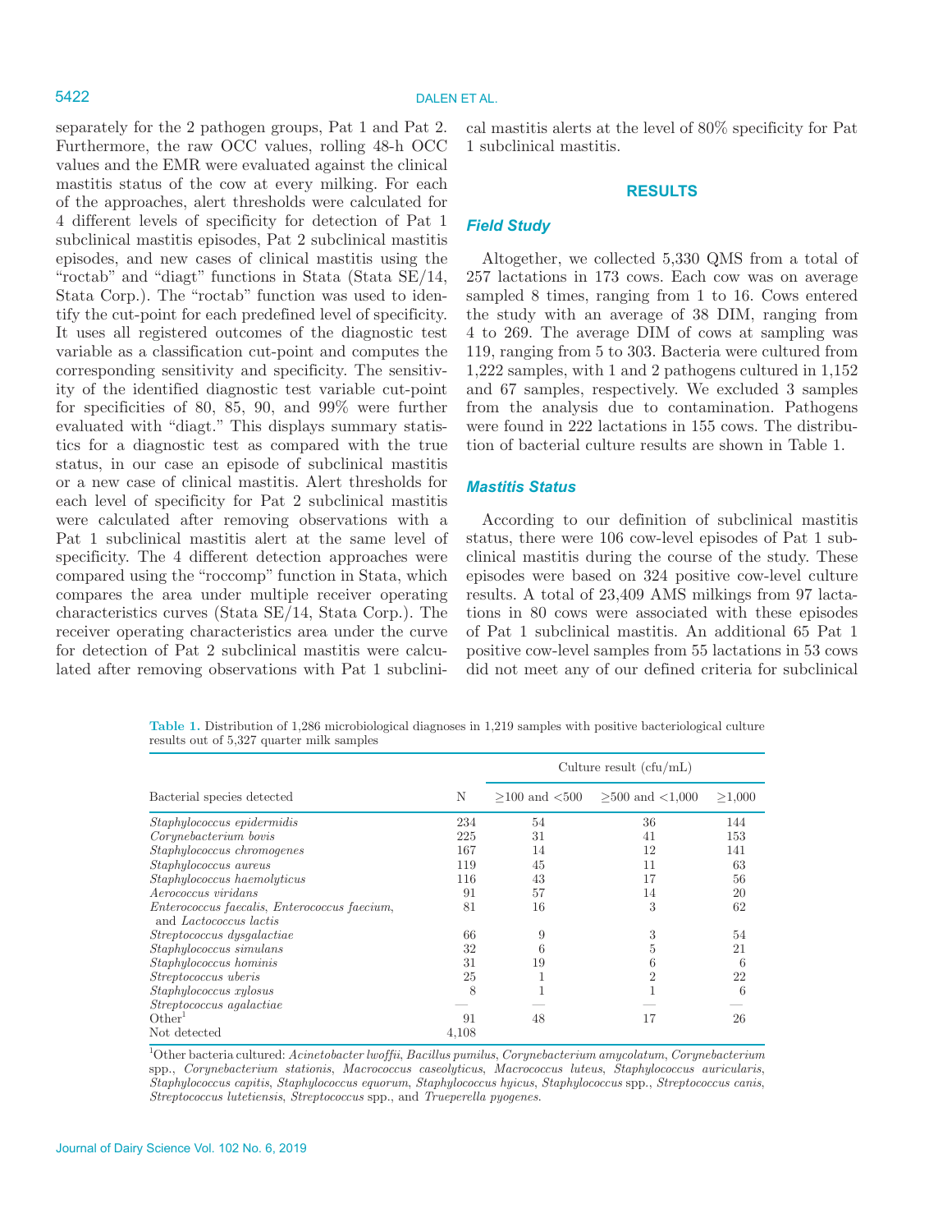separately for the 2 pathogen groups, Pat 1 and Pat 2. Furthermore, the raw OCC values, rolling 48-h OCC values and the EMR were evaluated against the clinical mastitis status of the cow at every milking. For each of the approaches, alert thresholds were calculated for 4 different levels of specificity for detection of Pat 1 subclinical mastitis episodes, Pat 2 subclinical mastitis episodes, and new cases of clinical mastitis using the "roctab" and "diagt" functions in Stata (Stata SE/14, Stata Corp.). The "roctab" function was used to identify the cut-point for each predefined level of specificity. It uses all registered outcomes of the diagnostic test variable as a classification cut-point and computes the corresponding sensitivity and specificity. The sensitivity of the identified diagnostic test variable cut-point for specificities of 80, 85, 90, and 99% were further evaluated with "diagt." This displays summary statistics for a diagnostic test as compared with the true status, in our case an episode of subclinical mastitis or a new case of clinical mastitis. Alert thresholds for each level of specificity for Pat 2 subclinical mastitis were calculated after removing observations with a Pat 1 subclinical mastitis alert at the same level of specificity. The 4 different detection approaches were compared using the "roccomp" function in Stata, which compares the area under multiple receiver operating characteristics curves (Stata SE/14, Stata Corp.). The receiver operating characteristics area under the curve for detection of Pat 2 subclinical mastitis were calculated after removing observations with Pat 1 subclinical mastitis alerts at the level of 80% specificity for Pat 1 subclinical mastitis.

## RESULTS

### *Field Study*

Altogether, we collected 5,330 QMS from a total of 257 lactations in 173 cows. Each cow was on average sampled 8 times, ranging from 1 to 16. Cows entered the study with an average of 38 DIM, ranging from 4 to 269. The average DIM of cows at sampling was 119, ranging from 5 to 303. Bacteria were cultured from 1,222 samples, with 1 and 2 pathogens cultured in 1,152 and 67 samples, respectively. We excluded 3 samples from the analysis due to contamination. Pathogens were found in 222 lactations in 155 cows. The distribution of bacterial culture results are shown in Table 1.

### *Mastitis Status*

According to our definition of subclinical mastitis status, there were 106 cow-level episodes of Pat 1 subclinical mastitis during the course of the study. These episodes were based on 324 positive cow-level culture results. A total of 23,409 AMS milkings from 97 lactations in 80 cows were associated with these episodes of Pat 1 subclinical mastitis. An additional 65 Pat 1 positive cow-level samples from 55 lactations in 53 cows did not meet any of our defined criteria for subclinical

**Table 1.** Distribution of 1,286 microbiological diagnoses in 1,219 samples with positive bacteriological culture results out of 5,327 quarter milk samples

| Bacterial species detected | N | Culture result (cfu/mL) | | |
|---|---|---|---|---|
| | | ≥100 and <500 | ≥500 and <1,000 | ≥1,000 |
| *Staphylococcus epidermidis* | 234 | 54 | 36 | 144 |
| *Corynebacterium bovis* | 225 | 31 | 41 | 153 |
| *Staphylococcus chromogenes* | 167 | 14 | 12 | 141 |
| *Staphylococcus aureus* | 119 | 45 | 11 | 63 |
| *Staphylococcus haemolyticus* | 116 | 43 | 17 | 56 |
| *Aerococcus viridans* | 91 | 57 | 14 | 20 |
| *Enterococcus faecalis*, *Enterococcus faecium*, and *Lactococcus lactis* | 81 | 16 | 3 | 62 |
| *Streptococcus dysgalactiae* | 66 | 9 | 3 | 54 |
| *Staphylococcus simulans* | 32 | 6 | 5 | 21 |
| *Staphylococcus hominis* | 31 | 19 | 6 | 6 |
| *Streptococcus uberis* | 25 | 1 | 2 | 22 |
| *Staphylococcus xylosus* | 8 | 1 | 1 | 6 |
| *Streptococcus agalactiae* | — | — | — | — |
| Other[1] | 91 | 48 | 17 | 26 |
| Not detected | 4,108 | | | |

[1]Other bacteria cultured: *Acinetobacter lwoffii*, *Bacillus pumilus*, *Corynebacterium amycolatum*, *Corynebacterium* spp., *Corynebacterium stationis*, *Macrococcus caseolyticus*, *Macrococcus luteus*, *Staphylococcus auricularis*, *Staphylococcus capitis*, *Staphylococcus equorum*, *Staphylococcus hyicus*, *Staphylococcus* spp., *Streptococcus canis*, *Streptococcus lutetiensis*, *Streptococcus* spp., and *Trueperella pyogenes*.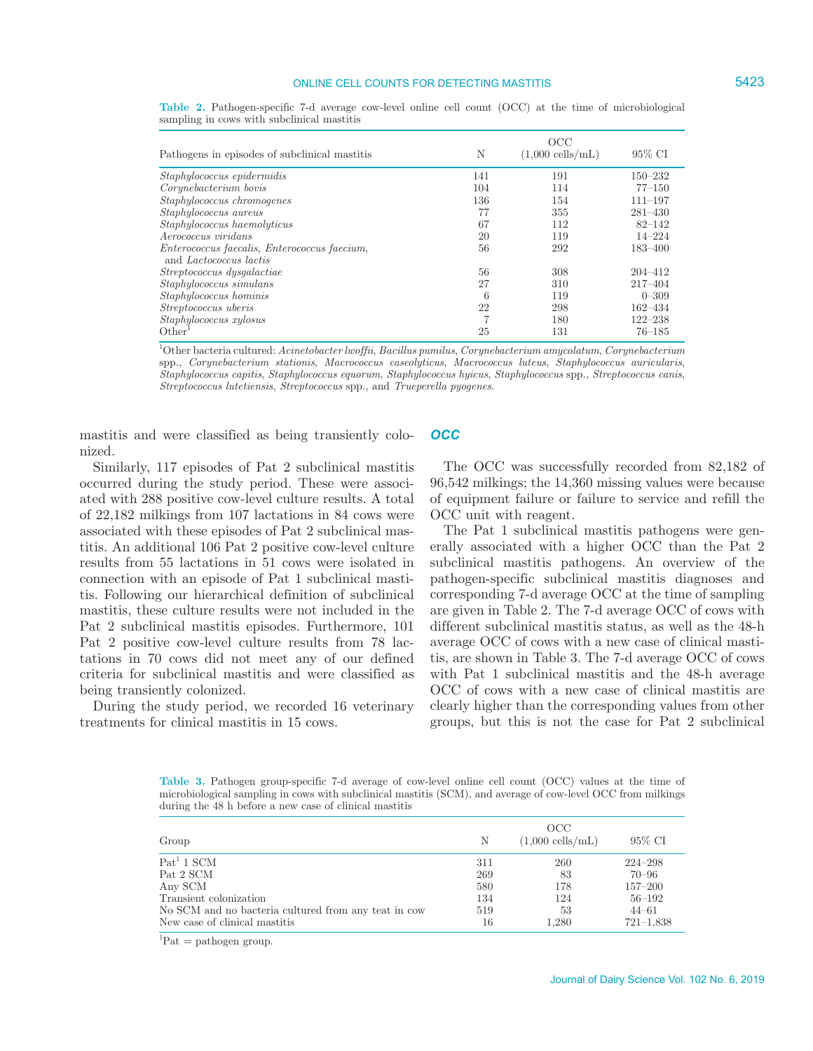**Table 2.** Pathogen-specific 7-d average cow-level online cell count (OCC) at the time of microbiological sampling in cows with subclinical mastitis

| Pathogens in episodes of subclinical mastitis | N | OCC (1,000 cells/mL) | 95% CI |
|---|---|---|---|
| *Staphylococcus epidermidis* | 141 | 191 | 150–232 |
| *Corynebacterium bovis* | 104 | 114 | 77–150 |
| *Staphylococcus chromogenes* | 136 | 154 | 111–197 |
| *Staphylococcus aureus* | 77 | 355 | 281–430 |
| *Staphylococcus haemolyticus* | 67 | 112 | 82–142 |
| *Aerococcus viridans* | 20 | 119 | 14–224 |
| *Enterococcus faecalis*, *Enterococcus faecium*, and *Lactococcus lactis* | 56 | 292 | 183–400 |
| *Streptococcus dysgalactiae* | 56 | 308 | 204–412 |
| *Staphylococcus simulans* | 27 | 310 | 217–404 |
| *Staphylococcus hominis* | 6 | 119 | 0–309 |
| *Streptococcus uberis* | 22 | 298 | 162–434 |
| *Staphylococcus xylosus* | 7 | 180 | 122–238 |
| Other[1] | 25 | 131 | 76–185 |

[1]Other bacteria cultured: *Acinetobacter lwoffii*, *Bacillus pumilus*, *Corynebacterium amycolatum*, *Corynebacterium* spp., *Corynebacterium stationis*, *Macrococcus caseolyticus*, *Macrococcus luteus*, *Staphylococcus auricularis*, *Staphylococcus capitis*, *Staphylococcus equorum*, *Staphylococcus hyicus*, *Staphylococcus* spp., *Streptococcus canis*, *Streptococcus lutetiensis*, *Streptococcus* spp., and *Trueperella pyogenes*.

mastitis and were classified as being transiently colonized.

Similarly, 117 episodes of Pat 2 subclinical mastitis occurred during the study period. These were associated with 288 positive cow-level culture results. A total of 22,182 milkings from 107 lactations in 84 cows were associated with these episodes of Pat 2 subclinical mastitis. An additional 106 Pat 2 positive cow-level culture results from 55 lactations in 51 cows were isolated in connection with an episode of Pat 1 subclinical mastitis. Following our hierarchical definition of subclinical mastitis, these culture results were not included in the Pat 2 subclinical mastitis episodes. Furthermore, 101 Pat 2 positive cow-level culture results from 78 lactations in 70 cows did not meet any of our defined criteria for subclinical mastitis and were classified as being transiently colonized.

During the study period, we recorded 16 veterinary treatments for clinical mastitis in 15 cows.

### OCC

The OCC was successfully recorded from 82,182 of 96,542 milkings; the 14,360 missing values were because of equipment failure or failure to service and refill the OCC unit with reagent.

The Pat 1 subclinical mastitis pathogens were generally associated with a higher OCC than the Pat 2 subclinical mastitis pathogens. An overview of the pathogen-specific subclinical mastitis diagnoses and corresponding 7-d average OCC at the time of sampling are given in Table 2. The 7-d average OCC of cows with different subclinical mastitis status, as well as the 48-h average OCC of cows with a new case of clinical mastitis, are shown in Table 3. The 7-d average OCC of cows with Pat 1 subclinical mastitis and the 48-h average OCC of cows with a new case of clinical mastitis are clearly higher than the corresponding values from other groups, but this is not the case for Pat 2 subclinical

**Table 3.** Pathogen group-specific 7-d average of cow-level online cell count (OCC) values at the time of microbiological sampling in cows with subclinical mastitis (SCM), and average of cow-level OCC from milkings during the 48 h before a new case of clinical mastitis

| Group | N | OCC (1,000 cells/mL) | 95% CI |
|---|---|---|---|
| Pat[1] 1 SCM | 311 | 260 | 224–298 |
| Pat 2 SCM | 269 | 83 | 70–96 |
| Any SCM | 580 | 178 | 157–200 |
| Transient colonization | 134 | 124 | 56–192 |
| No SCM and no bacteria cultured from any teat in cow | 519 | 53 | 44–61 |
| New case of clinical mastitis | 16 | 1,280 | 721–1,838 |

[1]Pat = pathogen group.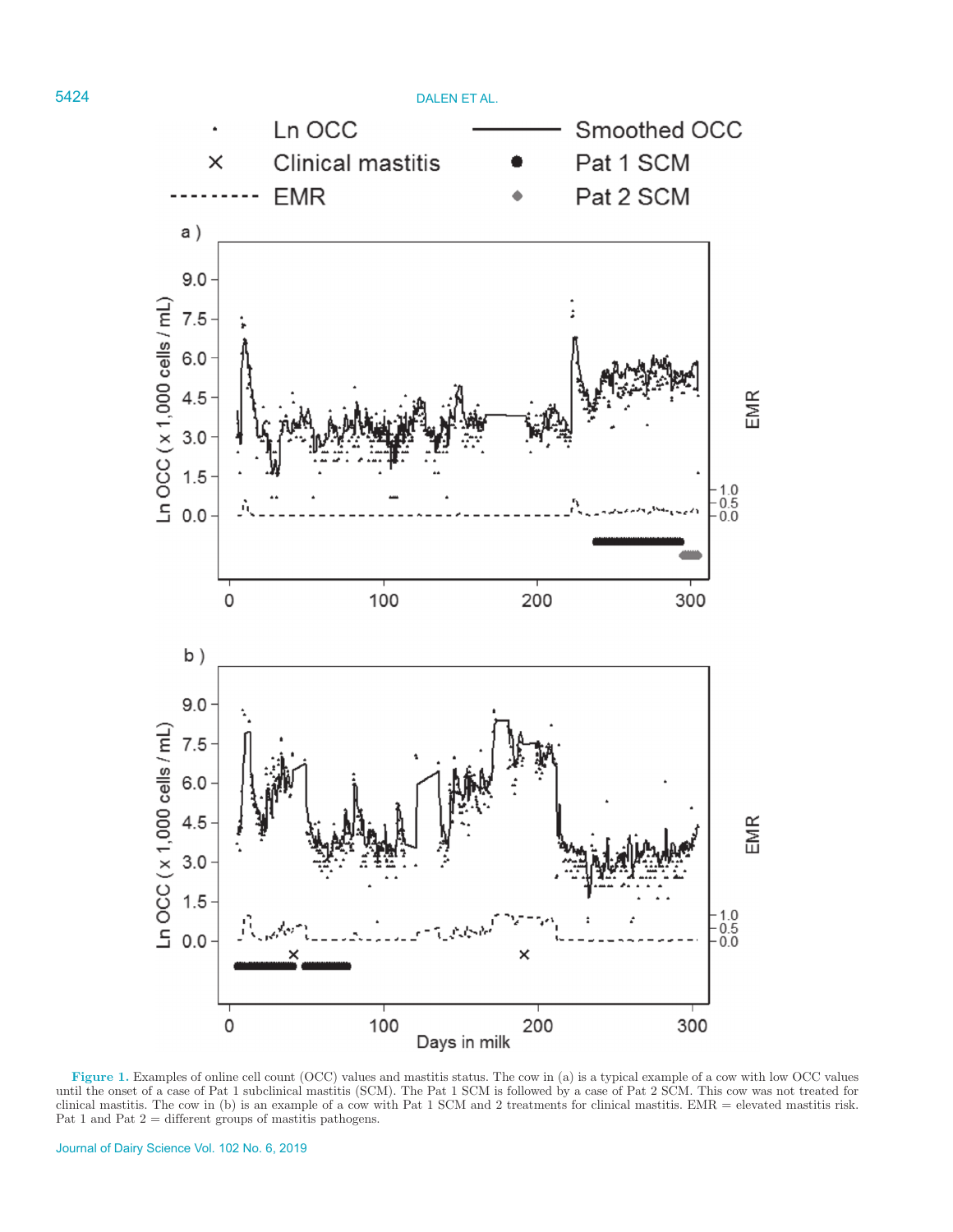**Figure 1.** Examples of online cell count (OCC) values and mastitis status. The cow in (a) is a typical example of a cow with low OCC values until the onset of a case of Pat 1 subclinical mastitis (SCM). The Pat 1 SCM is followed by a case of Pat 2 SCM. This cow was not treated for clinical mastitis. The cow in (b) is an example of a cow with Pat 1 SCM and 2 treatments for clinical mastitis. EMR = elevated mastitis risk. Pat 1 and Pat 2 = different groups of mastitis pathogens.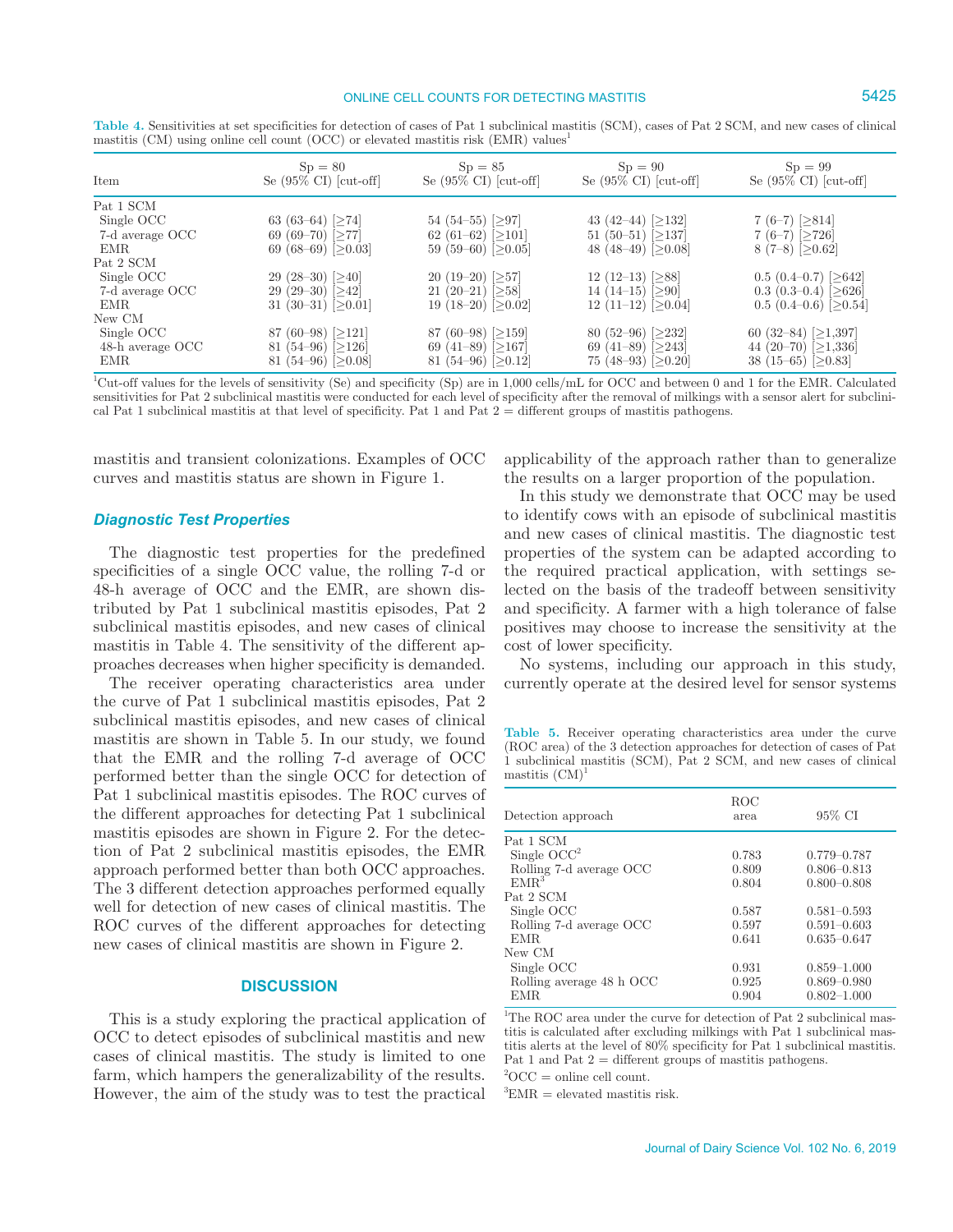**Table 4.** Sensitivities at set specificities for detection of cases of Pat 1 subclinical mastitis (SCM), cases of Pat 2 SCM, and new cases of clinical mastitis (CM) using online cell count (OCC) or elevated mastitis risk (EMR) values[1]

| Item | Sp = 80<br>Se (95% CI) [cut-off] | Sp = 85<br>Se (95% CI) [cut-off] | Sp = 90<br>Se (95% CI) [cut-off] | Sp = 99<br>Se (95% CI) [cut-off] |
|---|---|---|---|---|
| Pat 1 SCM | | | | |
| Single OCC | 63 (63–64) [≥74] | 54 (54–55) [≥97] | 43 (42–44) [≥132] | 7 (6–7) [≥814] |
| 7-d average OCC | 69 (69–70) [≥77] | 62 (61–62) [≥101] | 51 (50–51) [≥137] | 7 (6–7) [≥726] |
| EMR | 69 (68–69) [≥0.03] | 59 (59–60) [≥0.05] | 48 (48–49) [≥0.08] | 8 (7–8) [≥0.62] |
| Pat 2 SCM | | | | |
| Single OCC | 29 (28–30) [≥40] | 20 (19–20) [≥57] | 12 (12–13) [≥88] | 0.5 (0.4–0.7) [≥642] |
| 7-d average OCC | 29 (29–30) [≥42] | 21 (20–21) [≥58] | 14 (14–15) [≥90] | 0.3 (0.3–0.4) [≥626] |
| EMR | 31 (30–31) [≥0.01] | 19 (18–20) [≥0.02] | 12 (11–12) [≥0.04] | 0.5 (0.4–0.6) [≥0.54] |
| New CM | | | | |
| Single OCC | 87 (60–98) [≥121] | 87 (60–98) [≥159] | 80 (52–96) [≥232] | 60 (32–84) [≥1,397] |
| 48-h average OCC | 81 (54–96) [≥126] | 69 (41–89) [≥167] | 69 (41–89) [≥243] | 44 (20–70) [≥1,336] |
| EMR | 81 (54–96) [≥0.08] | 81 (54–96) [≥0.12] | 75 (48–93) [≥0.20] | 38 (15–65) [≥0.83] |

[1]Cut-off values for the levels of sensitivity (Se) and specificity (Sp) are in 1,000 cells/mL for OCC and between 0 and 1 for the EMR. Calculated sensitivities for Pat 2 subclinical mastitis were conducted for each level of specificity after the removal of milkings with a sensor alert for subclinical Pat 1 subclinical mastitis at that level of specificity. Pat 1 and Pat 2 = different groups of mastitis pathogens.

mastitis and transient colonizations. Examples of OCC curves and mastitis status are shown in Figure 1.

### Diagnostic Test Properties

The diagnostic test properties for the predefined specificities of a single OCC value, the rolling 7-d or 48-h average of OCC and the EMR, are shown distributed by Pat 1 subclinical mastitis episodes, Pat 2 subclinical mastitis episodes, and new cases of clinical mastitis in Table 4. The sensitivity of the different approaches decreases when higher specificity is demanded.

The receiver operating characteristics area under the curve of Pat 1 subclinical mastitis episodes, Pat 2 subclinical mastitis episodes, and new cases of clinical mastitis are shown in Table 5. In our study, we found that the EMR and the rolling 7-d average of OCC performed better than the single OCC for detection of Pat 1 subclinical mastitis episodes. The ROC curves of the different approaches for detecting Pat 1 subclinical mastitis episodes are shown in Figure 2. For the detection of Pat 2 subclinical mastitis episodes, the EMR approach performed better than both OCC approaches. The 3 different detection approaches performed equally well for detection of new cases of clinical mastitis. The ROC curves of the different approaches for detecting new cases of clinical mastitis are shown in Figure 2.

## DISCUSSION

This is a study exploring the practical application of OCC to detect episodes of subclinical mastitis and new cases of clinical mastitis. The study is limited to one farm, which hampers the generalizability of the results. However, the aim of the study was to test the practical applicability of the approach rather than to generalize the results on a larger proportion of the population.

In this study we demonstrate that OCC may be used to identify cows with an episode of subclinical mastitis and new cases of clinical mastitis. The diagnostic test properties of the system can be adapted according to the required practical application, with settings selected on the basis of the tradeoff between sensitivity and specificity. A farmer with a high tolerance of false positives may choose to increase the sensitivity at the cost of lower specificity.

No systems, including our approach in this study, currently operate at the desired level for sensor systems

**Table 5.** Receiver operating characteristics area under the curve (ROC area) of the 3 detection approaches for detection of cases of Pat 1 subclinical mastitis (SCM), Pat 2 SCM, and new cases of clinical mastitis (CM)[1]

| Detection approach | ROC area | 95% CI |
|---|---|---|
| Pat 1 SCM | | |
| Single OCC[2] | 0.783 | 0.779–0.787 |
| Rolling 7-d average OCC | 0.809 | 0.806–0.813 |
| EMR[3] | 0.804 | 0.800–0.808 |
| Pat 2 SCM | | |
| Single OCC | 0.587 | 0.581–0.593 |
| Rolling 7-d average OCC | 0.597 | 0.591–0.603 |
| EMR | 0.641 | 0.635–0.647 |
| New CM | | |
| Single OCC | 0.931 | 0.859–1.000 |
| Rolling average 48 h OCC | 0.925 | 0.869–0.980 |
| EMR | 0.904 | 0.802–1.000 |

[1]The ROC area under the curve for detection of Pat 2 subclinical mastitis is calculated after excluding milkings with Pat 1 subclinical mastitis alerts at the level of 80% specificity for Pat 1 subclinical mastitis. Pat 1 and Pat 2 = different groups of mastitis pathogens.

[2]OCC = online cell count.

[3]EMR = elevated mastitis risk.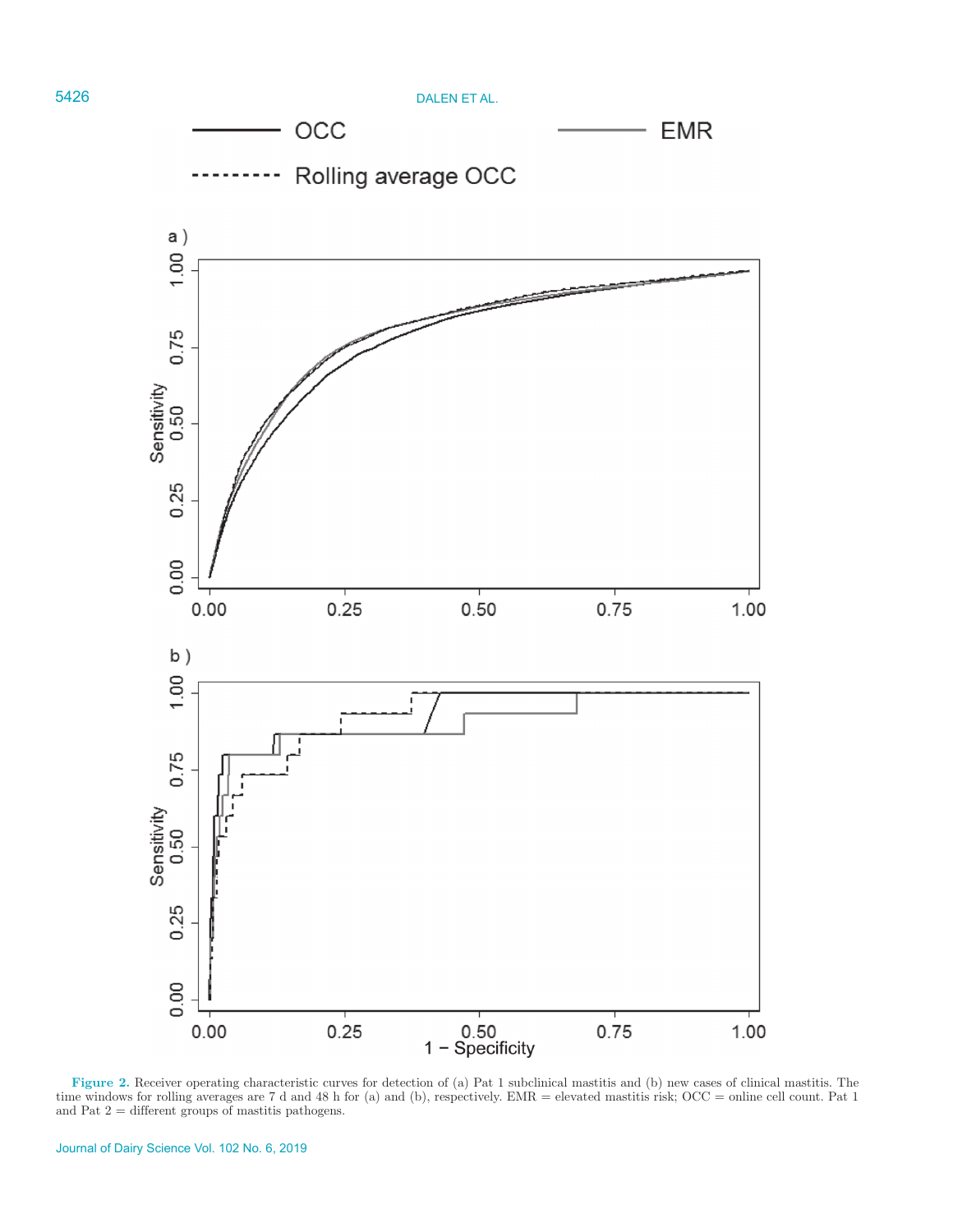Figure 2. Receiver operating characteristic curves for detection of (a) Pat 1 subclinical mastitis and (b) new cases of clinical mastitis. The time windows for rolling averages are 7 d and 48 h for (a) and (b), respectively. EMR = elevated mastitis risk; OCC = online cell count. Pat 1 and Pat 2 = different groups of mastitis pathogens.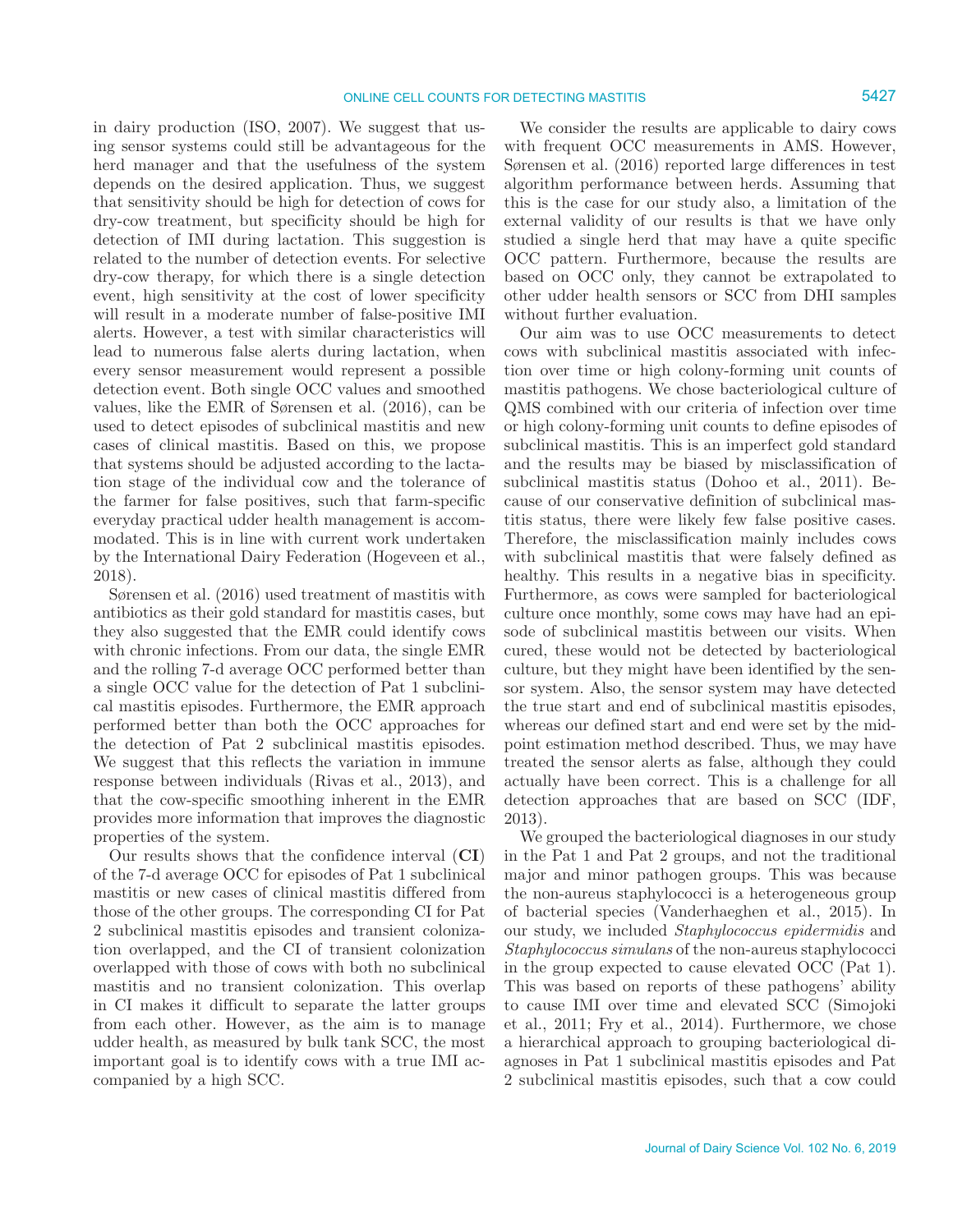in dairy production (ISO, 2007). We suggest that using sensor systems could still be advantageous for the herd manager and that the usefulness of the system depends on the desired application. Thus, we suggest that sensitivity should be high for detection of cows for dry-cow treatment, but specificity should be high for detection of IMI during lactation. This suggestion is related to the number of detection events. For selective dry-cow therapy, for which there is a single detection event, high sensitivity at the cost of lower specificity will result in a moderate number of false-positive IMI alerts. However, a test with similar characteristics will lead to numerous false alerts during lactation, when every sensor measurement would represent a possible detection event. Both single OCC values and smoothed values, like the EMR of Sørensen et al. (2016), can be used to detect episodes of subclinical mastitis and new cases of clinical mastitis. Based on this, we propose that systems should be adjusted according to the lactation stage of the individual cow and the tolerance of the farmer for false positives, such that farm-specific everyday practical udder health management is accommodated. This is in line with current work undertaken by the International Dairy Federation (Hogeveen et al., 2018).

Sørensen et al. (2016) used treatment of mastitis with antibiotics as their gold standard for mastitis cases, but they also suggested that the EMR could identify cows with chronic infections. From our data, the single EMR and the rolling 7-d average OCC performed better than a single OCC value for the detection of Pat 1 subclinical mastitis episodes. Furthermore, the EMR approach performed better than both the OCC approaches for the detection of Pat 2 subclinical mastitis episodes. We suggest that this reflects the variation in immune response between individuals (Rivas et al., 2013), and that the cow-specific smoothing inherent in the EMR provides more information that improves the diagnostic properties of the system.

Our results shows that the confidence interval (**CI**) of the 7-d average OCC for episodes of Pat 1 subclinical mastitis or new cases of clinical mastitis differed from those of the other groups. The corresponding CI for Pat 2 subclinical mastitis episodes and transient colonization overlapped, and the CI of transient colonization overlapped with those of cows with both no subclinical mastitis and no transient colonization. This overlap in CI makes it difficult to separate the latter groups from each other. However, as the aim is to manage udder health, as measured by bulk tank SCC, the most important goal is to identify cows with a true IMI accompanied by a high SCC.

We consider the results are applicable to dairy cows with frequent OCC measurements in AMS. However, Sørensen et al. (2016) reported large differences in test algorithm performance between herds. Assuming that this is the case for our study also, a limitation of the external validity of our results is that we have only studied a single herd that may have a quite specific OCC pattern. Furthermore, because the results are based on OCC only, they cannot be extrapolated to other udder health sensors or SCC from DHI samples without further evaluation.

Our aim was to use OCC measurements to detect cows with subclinical mastitis associated with infection over time or high colony-forming unit counts of mastitis pathogens. We chose bacteriological culture of QMS combined with our criteria of infection over time or high colony-forming unit counts to define episodes of subclinical mastitis. This is an imperfect gold standard and the results may be biased by misclassification of subclinical mastitis status (Dohoo et al., 2011). Because of our conservative definition of subclinical mastitis status, there were likely few false positive cases. Therefore, the misclassification mainly includes cows with subclinical mastitis that were falsely defined as healthy. This results in a negative bias in specificity. Furthermore, as cows were sampled for bacteriological culture once monthly, some cows may have had an episode of subclinical mastitis between our visits. When cured, these would not be detected by bacteriological culture, but they might have been identified by the sensor system. Also, the sensor system may have detected the true start and end of subclinical mastitis episodes, whereas our defined start and end were set by the midpoint estimation method described. Thus, we may have treated the sensor alerts as false, although they could actually have been correct. This is a challenge for all detection approaches that are based on SCC (IDF, 2013).

We grouped the bacteriological diagnoses in our study in the Pat 1 and Pat 2 groups, and not the traditional major and minor pathogen groups. This was because the non-aureus staphylococci is a heterogeneous group of bacterial species (Vanderhaeghen et al., 2015). In our study, we included *Staphylococcus epidermidis* and *Staphylococcus simulans* of the non-aureus staphylococci in the group expected to cause elevated OCC (Pat 1). This was based on reports of these pathogens' ability to cause IMI over time and elevated SCC (Simojoki et al., 2011; Fry et al., 2014). Furthermore, we chose a hierarchical approach to grouping bacteriological diagnoses in Pat 1 subclinical mastitis episodes and Pat 2 subclinical mastitis episodes, such that a cow could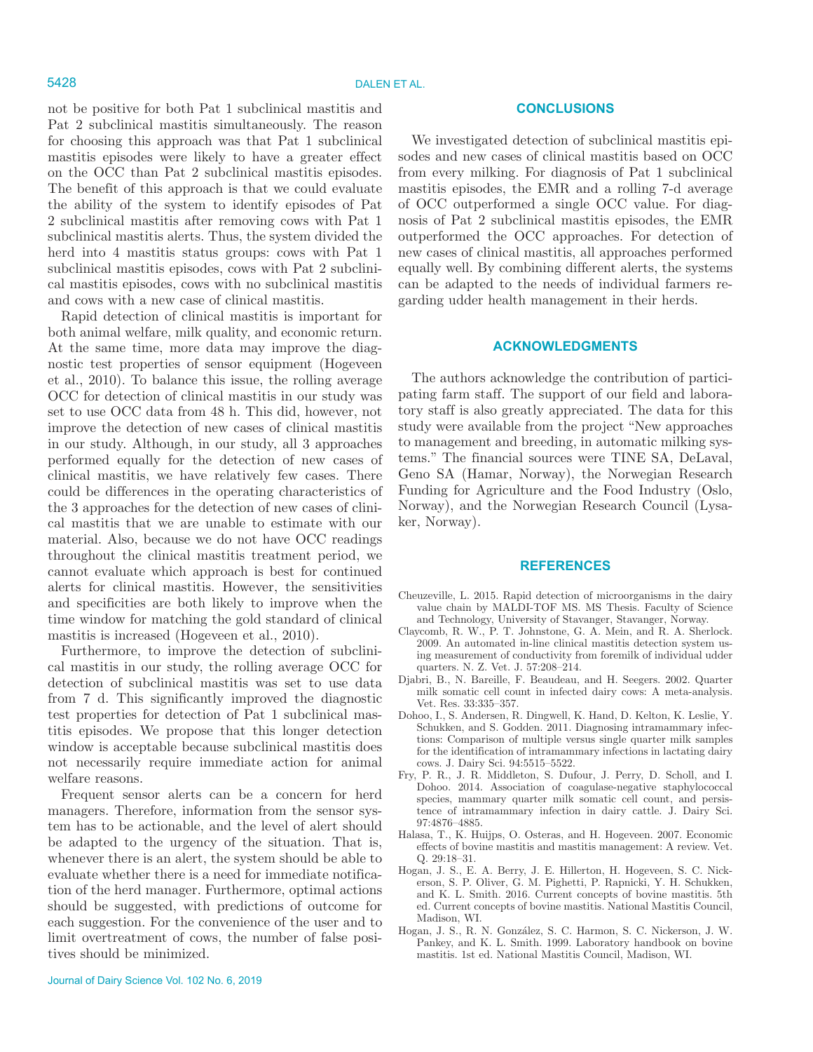not be positive for both Pat 1 subclinical mastitis and Pat 2 subclinical mastitis simultaneously. The reason for choosing this approach was that Pat 1 subclinical mastitis episodes were likely to have a greater effect on the OCC than Pat 2 subclinical mastitis episodes. The benefit of this approach is that we could evaluate the ability of the system to identify episodes of Pat 2 subclinical mastitis after removing cows with Pat 1 subclinical mastitis alerts. Thus, the system divided the herd into 4 mastitis status groups: cows with Pat 1 subclinical mastitis episodes, cows with Pat 2 subclinical mastitis episodes, cows with no subclinical mastitis and cows with a new case of clinical mastitis.

Rapid detection of clinical mastitis is important for both animal welfare, milk quality, and economic return. At the same time, more data may improve the diagnostic test properties of sensor equipment (Hogeveen et al., 2010). To balance this issue, the rolling average OCC for detection of clinical mastitis in our study was set to use OCC data from 48 h. This did, however, not improve the detection of new cases of clinical mastitis in our study. Although, in our study, all 3 approaches performed equally for the detection of new cases of clinical mastitis, we have relatively few cases. There could be differences in the operating characteristics of the 3 approaches for the detection of new cases of clinical mastitis that we are unable to estimate with our material. Also, because we do not have OCC readings throughout the clinical mastitis treatment period, we cannot evaluate which approach is best for continued alerts for clinical mastitis. However, the sensitivities and specificities are both likely to improve when the time window for matching the gold standard of clinical mastitis is increased (Hogeveen et al., 2010).

Furthermore, to improve the detection of subclinical mastitis in our study, the rolling average OCC for detection of subclinical mastitis was set to use data from 7 d. This significantly improved the diagnostic test properties for detection of Pat 1 subclinical mastitis episodes. We propose that this longer detection window is acceptable because subclinical mastitis does not necessarily require immediate action for animal welfare reasons.

Frequent sensor alerts can be a concern for herd managers. Therefore, information from the sensor system has to be actionable, and the level of alert should be adapted to the urgency of the situation. That is, whenever there is an alert, the system should be able to evaluate whether there is a need for immediate notification of the herd manager. Furthermore, optimal actions should be suggested, with predictions of outcome for each suggestion. For the convenience of the user and to limit overtreatment of cows, the number of false positives should be minimized.

## CONCLUSIONS

We investigated detection of subclinical mastitis episodes and new cases of clinical mastitis based on OCC from every milking. For diagnosis of Pat 1 subclinical mastitis episodes, the EMR and a rolling 7-d average of OCC outperformed a single OCC value. For diagnosis of Pat 2 subclinical mastitis episodes, the EMR outperformed the OCC approaches. For detection of new cases of clinical mastitis, all approaches performed equally well. By combining different alerts, the systems can be adapted to the needs of individual farmers regarding udder health management in their herds.

## ACKNOWLEDGMENTS

The authors acknowledge the contribution of participating farm staff. The support of our field and laboratory staff is also greatly appreciated. The data for this study were available from the project "New approaches to management and breeding, in automatic milking systems." The financial sources were TINE SA, DeLaval, Geno SA (Hamar, Norway), the Norwegian Research Funding for Agriculture and the Food Industry (Oslo, Norway), and the Norwegian Research Council (Lysaker, Norway).

## REFERENCES

Cheuzeville, L. 2015. Rapid detection of microorganisms in the dairy value chain by MALDI-TOF MS. MS Thesis. Faculty of Science and Technology, University of Stavanger, Stavanger, Norway.

Claycomb, R. W., P. T. Johnstone, G. A. Mein, and R. A. Sherlock. 2009. An automated in-line clinical mastitis detection system using measurement of conductivity from foremilk of individual udder quarters. N. Z. Vet. J. 57:208–214.

Djabri, B., N. Bareille, F. Beaudeau, and H. Seegers. 2002. Quarter milk somatic cell count in infected dairy cows: A meta-analysis. Vet. Res. 33:335–357.

Dohoo, I., S. Andersen, R. Dingwell, K. Hand, D. Kelton, K. Leslie, Y. Schukken, and S. Godden. 2011. Diagnosing intramammary infections: Comparison of multiple versus single quarter milk samples for the identification of intramammary infections in lactating dairy cows. J. Dairy Sci. 94:5515–5522.

Fry, P. R., J. R. Middleton, S. Dufour, J. Perry, D. Scholl, and I. Dohoo. 2014. Association of coagulase-negative staphylococcal species, mammary quarter milk somatic cell count, and persistence of intramammary infection in dairy cattle. J. Dairy Sci. 97:4876–4885.

Halasa, T., K. Huijps, O. Osteras, and H. Hogeveen. 2007. Economic effects of bovine mastitis and mastitis management: A review. Vet. Q. 29:18–31.

Hogan, J. S., E. A. Berry, J. E. Hillerton, H. Hogeveen, S. C. Nickerson, S. P. Oliver, G. M. Pighetti, P. Rapnicki, Y. H. Schukken, and K. L. Smith. 2016. Current concepts of bovine mastitis. 5th ed. Current concepts of bovine mastitis. National Mastitis Council, Madison, WI.

Hogan, J. S., R. N. González, S. C. Harmon, S. C. Nickerson, J. W. Pankey, and K. L. Smith. 1999. Laboratory handbook on bovine mastitis. 1st ed. National Mastitis Council, Madison, WI.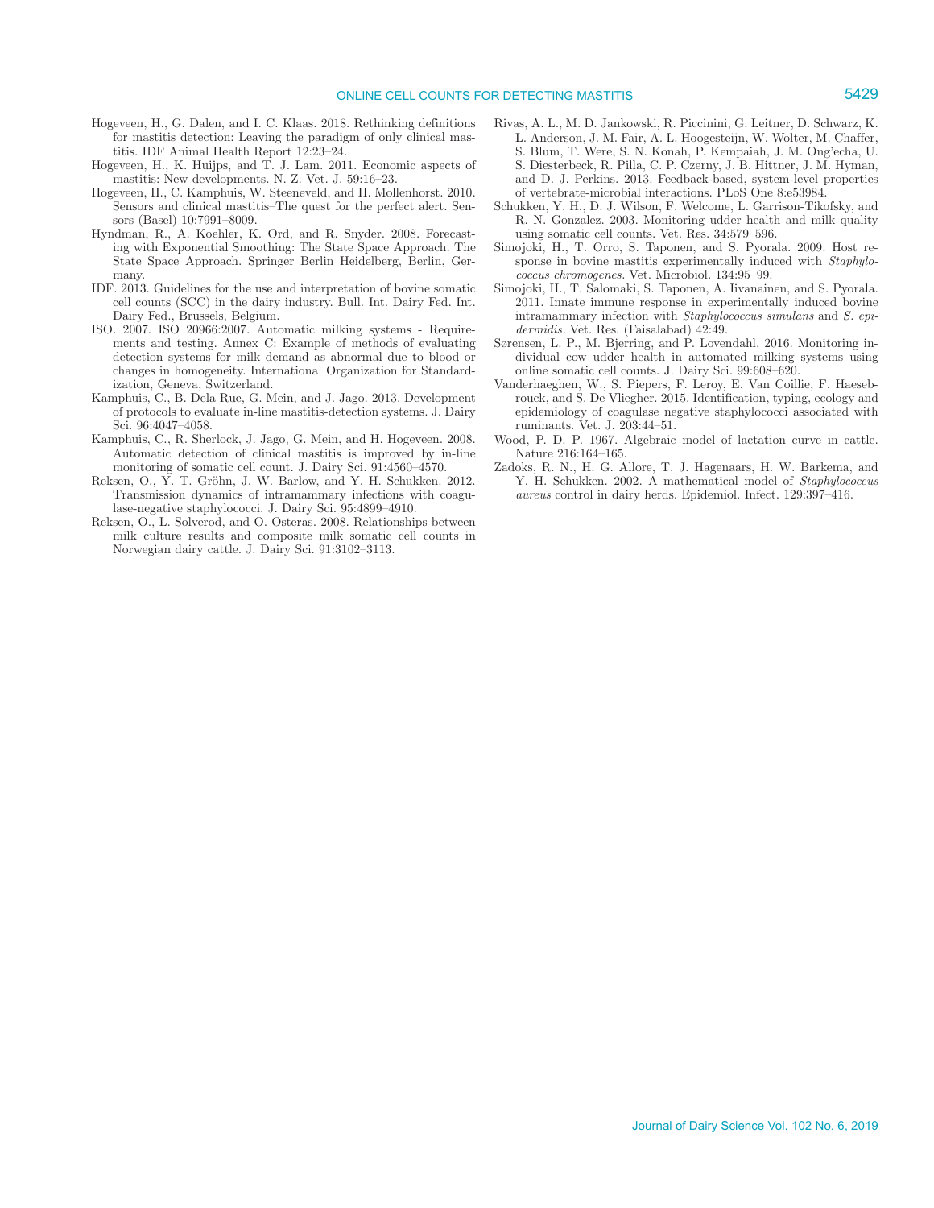Hogeveen, H., G. Dalen, and I. C. Klaas. 2018. Rethinking definitions for mastitis detection: Leaving the paradigm of only clinical mastitis. IDF Animal Health Report 12:23–24.

Hogeveen, H., K. Huijps, and T. J. Lam. 2011. Economic aspects of mastitis: New developments. N. Z. Vet. J. 59:16–23.

Hogeveen, H., C. Kamphuis, W. Steeneveld, and H. Mollenhorst. 2010. Sensors and clinical mastitis–The quest for the perfect alert. Sensors (Basel) 10:7991–8009.

Hyndman, R., A. Koehler, K. Ord, and R. Snyder. 2008. Forecasting with Exponential Smoothing: The State Space Approach. The State Space Approach. Springer Berlin Heidelberg, Berlin, Germany.

IDF. 2013. Guidelines for the use and interpretation of bovine somatic cell counts (SCC) in the dairy industry. Bull. Int. Dairy Fed. Int. Dairy Fed., Brussels, Belgium.

ISO. 2007. ISO 20966:2007. Automatic milking systems - Requirements and testing. Annex C: Example of methods of evaluating detection systems for milk demand as abnormal due to blood or changes in homogeneity. International Organization for Standardization, Geneva, Switzerland.

Kamphuis, C., B. Dela Rue, G. Mein, and J. Jago. 2013. Development of protocols to evaluate in-line mastitis-detection systems. J. Dairy Sci. 96:4047–4058.

Kamphuis, C., R. Sherlock, J. Jago, G. Mein, and H. Hogeveen. 2008. Automatic detection of clinical mastitis is improved by in-line monitoring of somatic cell count. J. Dairy Sci. 91:4560–4570.

Reksen, O., Y. T. Gröhn, J. W. Barlow, and Y. H. Schukken. 2012. Transmission dynamics of intramammary infections with coagulase-negative staphylococci. J. Dairy Sci. 95:4899–4910.

Reksen, O., L. Solverod, and O. Osteras. 2008. Relationships between milk culture results and composite milk somatic cell counts in Norwegian dairy cattle. J. Dairy Sci. 91:3102–3113.

Rivas, A. L., M. D. Jankowski, R. Piccinini, G. Leitner, D. Schwarz, K. L. Anderson, J. M. Fair, A. L. Hoogesteijn, W. Wolter, M. Chaffer, S. Blum, T. Were, S. N. Konah, P. Kempaiah, J. M. Ong'echa, U. S. Diesterbeck, R. Pilla, C. P. Czerny, J. B. Hittner, J. M. Hyman, and D. J. Perkins. 2013. Feedback-based, system-level properties of vertebrate-microbial interactions. PLoS One 8:e53984.

Schukken, Y. H., D. J. Wilson, F. Welcome, L. Garrison-Tikofsky, and R. N. Gonzalez. 2003. Monitoring udder health and milk quality using somatic cell counts. Vet. Res. 34:579–596.

Simojoki, H., T. Orro, S. Taponen, and S. Pyorala. 2009. Host response in bovine mastitis experimentally induced with *Staphylococcus chromogenes*. Vet. Microbiol. 134:95–99.

Simojoki, H., T. Salomaki, S. Taponen, A. Iivanainen, and S. Pyorala. 2011. Innate immune response in experimentally induced bovine intramammary infection with *Staphylococcus simulans* and *S. epidermidis*. Vet. Res. (Faisalabad) 42:49.

Sørensen, L. P., M. Bjerring, and P. Lovendahl. 2016. Monitoring individual cow udder health in automated milking systems using online somatic cell counts. J. Dairy Sci. 99:608–620.

Vanderhaeghen, W., S. Piepers, F. Leroy, E. Van Coillie, F. Haesebrouck, and S. De Vliegher. 2015. Identification, typing, ecology and epidemiology of coagulase negative staphylococci associated with ruminants. Vet. J. 203:44–51.

Wood, P. D. P. 1967. Algebraic model of lactation curve in cattle. Nature 216:164–165.

Zadoks, R. N., H. G. Allore, T. J. Hagenaars, H. W. Barkema, and Y. H. Schukken. 2002. A mathematical model of *Staphylococcus aureus* control in dairy herds. Epidemiol. Infect. 129:397–416.